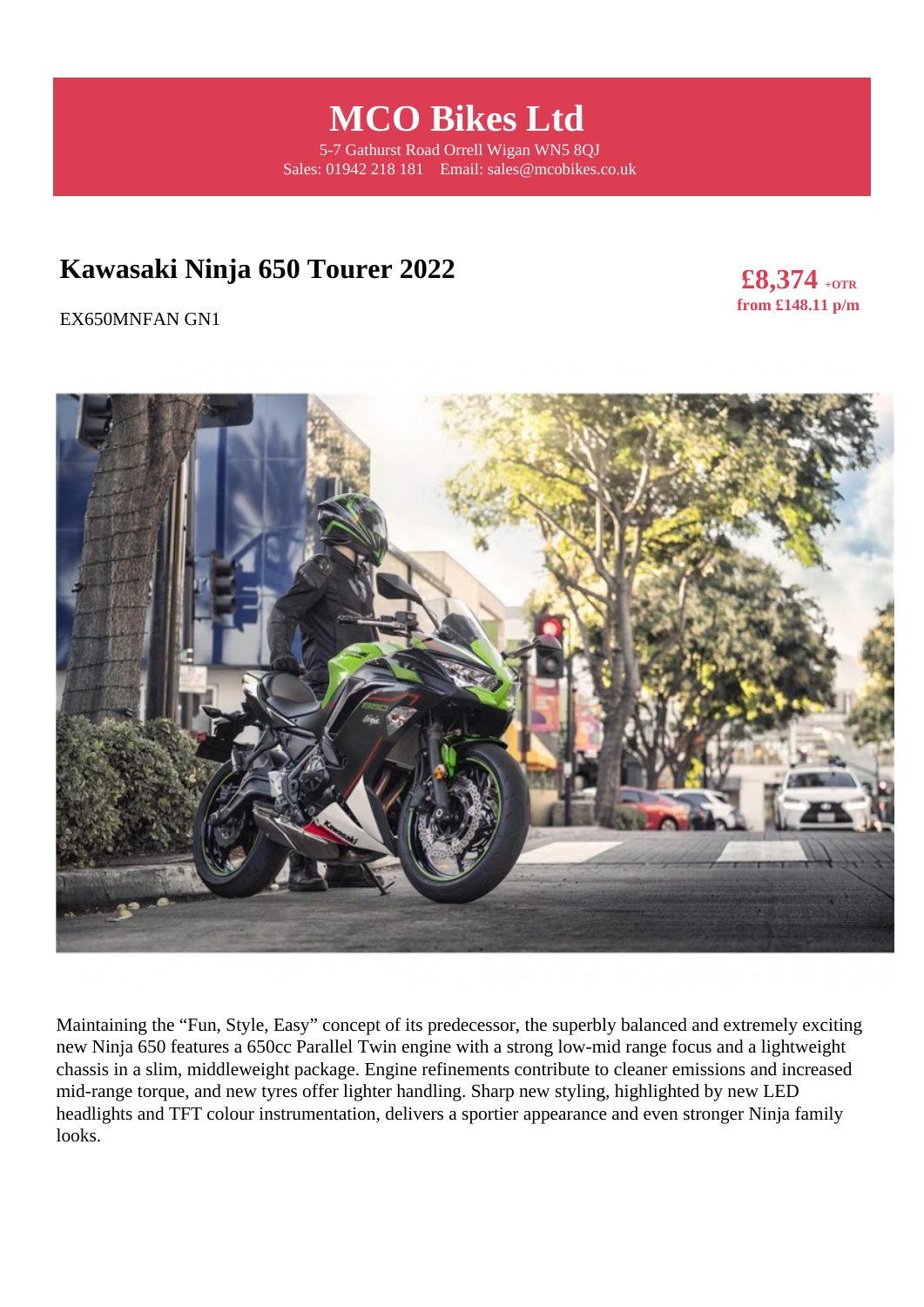# MCO Bikes Ltd

5-7 Gathurst Road Orrell Wigan WN5 8QJ
Sales: 01942 218 181    Email: sales@mcobikes.co.uk

## Kawasaki Ninja 650 Tourer 2022

**£8,374** +OTR
**from £148.11 p/m**

EX650MNFAN GN1

Maintaining the “Fun, Style, Easy” concept of its predecessor, the superbly balanced and extremely exciting new Ninja 650 features a 650cc Parallel Twin engine with a strong low-mid range focus and a lightweight chassis in a slim, middleweight package. Engine refinements contribute to cleaner emissions and increased mid-range torque, and new tyres offer lighter handling. Sharp new styling, highlighted by new LED headlights and TFT colour instrumentation, delivers a sportier appearance and even stronger Ninja family looks.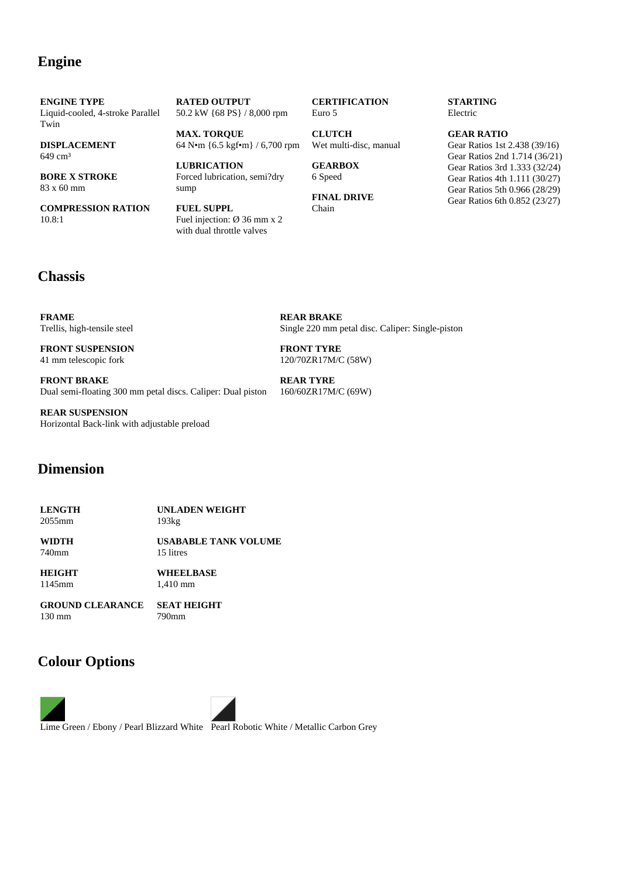## Engine

**ENGINE TYPE**
Liquid-cooled, 4-stroke Parallel Twin

**DISPLACEMENT**
649 cm³

**BORE X STROKE**
83 x 60 mm

**COMPRESSION RATION**
10.8:1

**RATED OUTPUT**
50.2 kW {68 PS} / 8,000 rpm

**MAX. TORQUE**
64 N•m {6.5 kgf•m} / 6,700 rpm

**LUBRICATION**
Forced lubrication, semi?dry sump

**FUEL SUPPL**
Fuel injection: Ø 36 mm x 2 with dual throttle valves

**CERTIFICATION**
Euro 5

**CLUTCH**
Wet multi-disc, manual

**GEARBOX**
6 Speed

**FINAL DRIVE**
Chain

**STARTING**
Electric

**GEAR RATIO**
Gear Ratios 1st 2.438 (39/16)
Gear Ratios 2nd 1.714 (36/21)
Gear Ratios 3rd 1.333 (32/24)
Gear Ratios 4th 1.111 (30/27)
Gear Ratios 5th 0.966 (28/29)
Gear Ratios 6th 0.852 (23/27)

## Chassis

**FRAME**
Trellis, high-tensile steel

**FRONT SUSPENSION**
41 mm telescopic fork

**FRONT BRAKE**
Dual semi-floating 300 mm petal discs. Caliper: Dual piston

**REAR SUSPENSION**
Horizontal Back-link with adjustable preload

**REAR BRAKE**
Single 220 mm petal disc. Caliper: Single-piston

**FRONT TYRE**
120/70ZR17M/C (58W)

**REAR TYRE**
160/60ZR17M/C (69W)

## Dimension

**LENGTH**
2055mm

**WIDTH**
740mm

**HEIGHT**
1145mm

**GROUND CLEARANCE**
130 mm

**UNLADEN WEIGHT**
193kg

**USABABLE TANK VOLUME**
15 litres

**WHEELBASE**
1,410 mm

**SEAT HEIGHT**
790mm

## Colour Options

Lime Green / Ebony / Pearl Blizzard White

Pearl Robotic White / Metallic Carbon Grey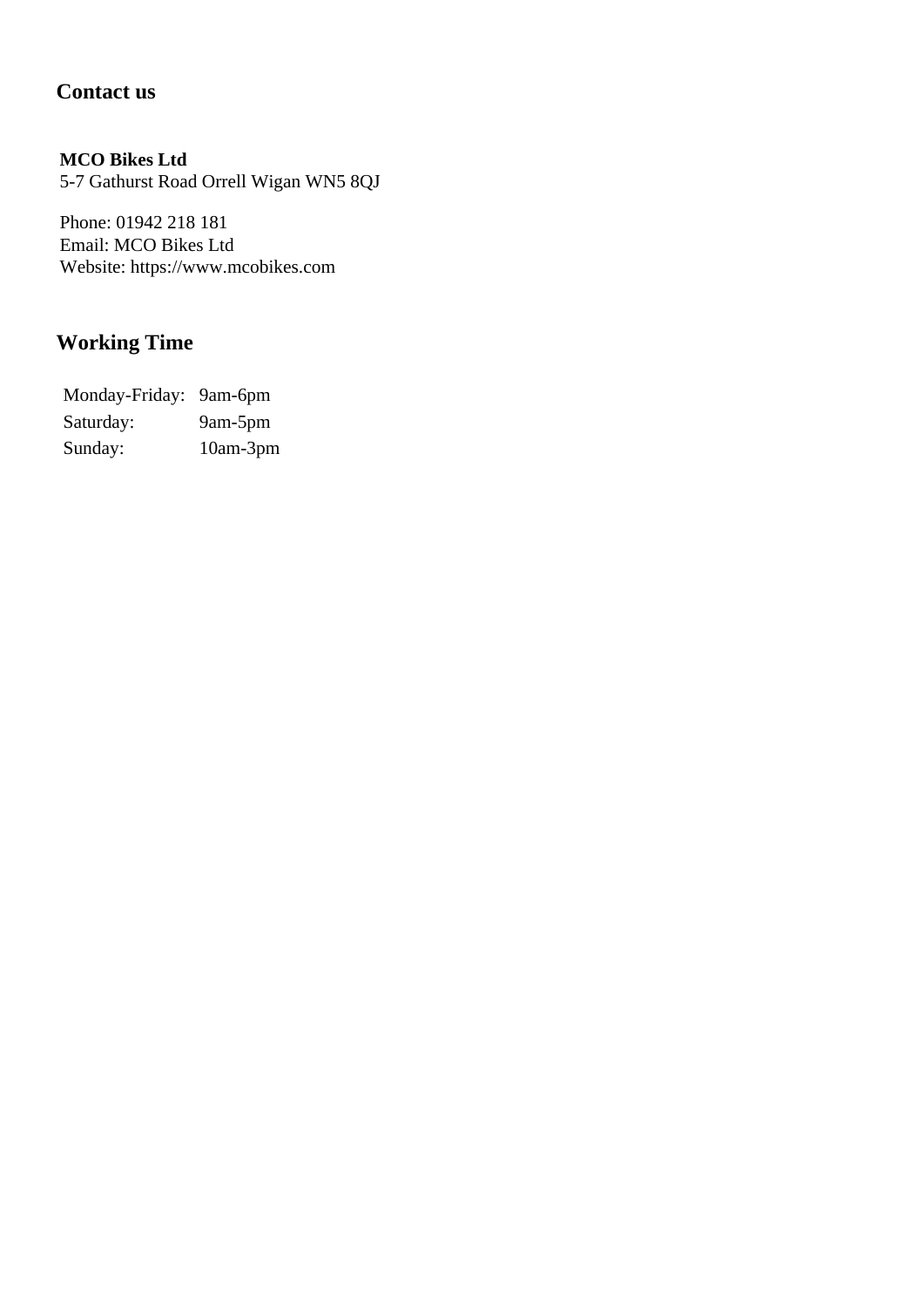## Contact us

**MCO Bikes Ltd**
5-7 Gathurst Road Orrell Wigan WN5 8QJ

Phone: 01942 218 181
Email: MCO Bikes Ltd
Website: https://www.mcobikes.com

## Working Time

| | |
|---|---|
| Monday-Friday: | 9am-6pm |
| Saturday: | 9am-5pm |
| Sunday: | 10am-3pm |